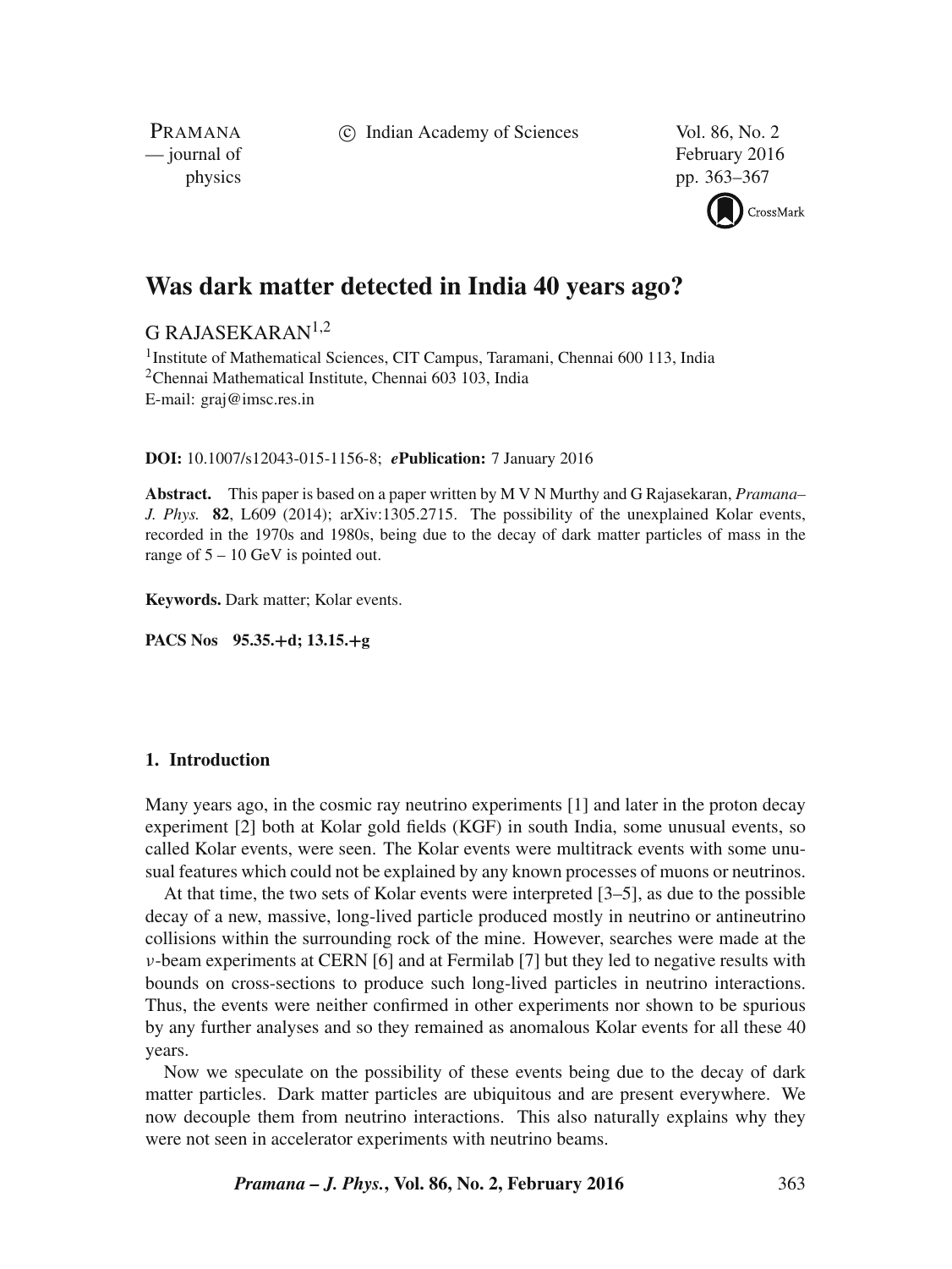# Was dark matter detected in India 40 years ago?

G RAJASEKARAN[1,2]

[1]Institute of Mathematical Sciences, CIT Campus, Taramani, Chennai 600 113, India
[2]Chennai Mathematical Institute, Chennai 603 103, India
E-mail: graj@imsc.res.in

**DOI:** 10.1007/s12043-015-1156-8; ***e*Publication:** 7 January 2016

**Abstract.** This paper is based on a paper written by M V N Murthy and G Rajasekaran, *Pramana– J. Phys.* **82**, L609 (2014); arXiv:1305.2715. The possibility of the unexplained Kolar events, recorded in the 1970s and 1980s, being due to the decay of dark matter particles of mass in the range of 5 – 10 GeV is pointed out.

**Keywords.** Dark matter; Kolar events.

**PACS Nos** **95.35.+d; 13.15.+g**

## 1. Introduction

Many years ago, in the cosmic ray neutrino experiments [1] and later in the proton decay experiment [2] both at Kolar gold fields (KGF) in south India, some unusual events, so called Kolar events, were seen. The Kolar events were multitrack events with some unusual features which could not be explained by any known processes of muons or neutrinos.

At that time, the two sets of Kolar events were interpreted [3–5], as due to the possible decay of a new, massive, long-lived particle produced mostly in neutrino or antineutrino collisions within the surrounding rock of the mine. However, searches were made at the $\nu$-beam experiments at CERN [6] and at Fermilab [7] but they led to negative results with bounds on cross-sections to produce such long-lived particles in neutrino interactions. Thus, the events were neither confirmed in other experiments nor shown to be spurious by any further analyses and so they remained as anomalous Kolar events for all these 40 years.

Now we speculate on the possibility of these events being due to the decay of dark matter particles. Dark matter particles are ubiquitous and are present everywhere. We now decouple them from neutrino interactions. This also naturally explains why they were not seen in accelerator experiments with neutrino beams.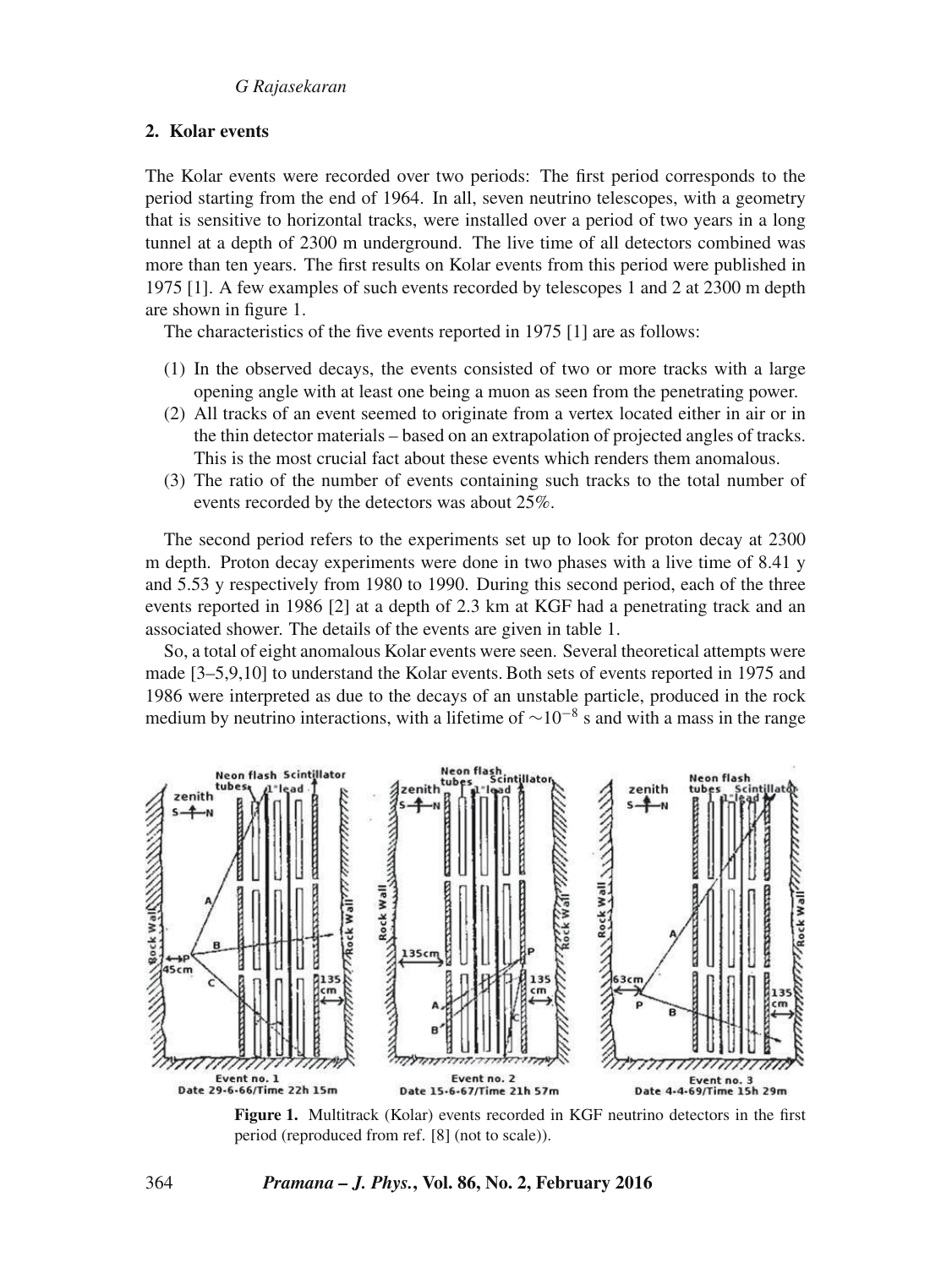## 2. Kolar events

The Kolar events were recorded over two periods: The first period corresponds to the period starting from the end of 1964. In all, seven neutrino telescopes, with a geometry that is sensitive to horizontal tracks, were installed over a period of two years in a long tunnel at a depth of 2300 m underground. The live time of all detectors combined was more than ten years. The first results on Kolar events from this period were published in 1975 [1]. A few examples of such events recorded by telescopes 1 and 2 at 2300 m depth are shown in figure 1.

The characteristics of the five events reported in 1975 [1] are as follows:

1. In the observed decays, the events consisted of two or more tracks with a large opening angle with at least one being a muon as seen from the penetrating power.
2. All tracks of an event seemed to originate from a vertex located either in air or in the thin detector materials – based on an extrapolation of projected angles of tracks. This is the most crucial fact about these events which renders them anomalous.
3. The ratio of the number of events containing such tracks to the total number of events recorded by the detectors was about 25%.

The second period refers to the experiments set up to look for proton decay at 2300 m depth. Proton decay experiments were done in two phases with a live time of 8.41 y and 5.53 y respectively from 1980 to 1990. During this second period, each of the three events reported in 1986 [2] at a depth of 2.3 km at KGF had a penetrating track and an associated shower. The details of the events are given in table 1.

So, a total of eight anomalous Kolar events were seen. Several theoretical attempts were made [3–5,9,10] to understand the Kolar events. Both sets of events reported in 1975 and 1986 were interpreted as due to the decays of an unstable particle, produced in the rock medium by neutrino interactions, with a lifetime of $\sim 10^{-8}$ s and with a mass in the range

**Figure 1.** Multitrack (Kolar) events recorded in KGF neutrino detectors in the first period (reproduced from ref. [8] (not to scale)).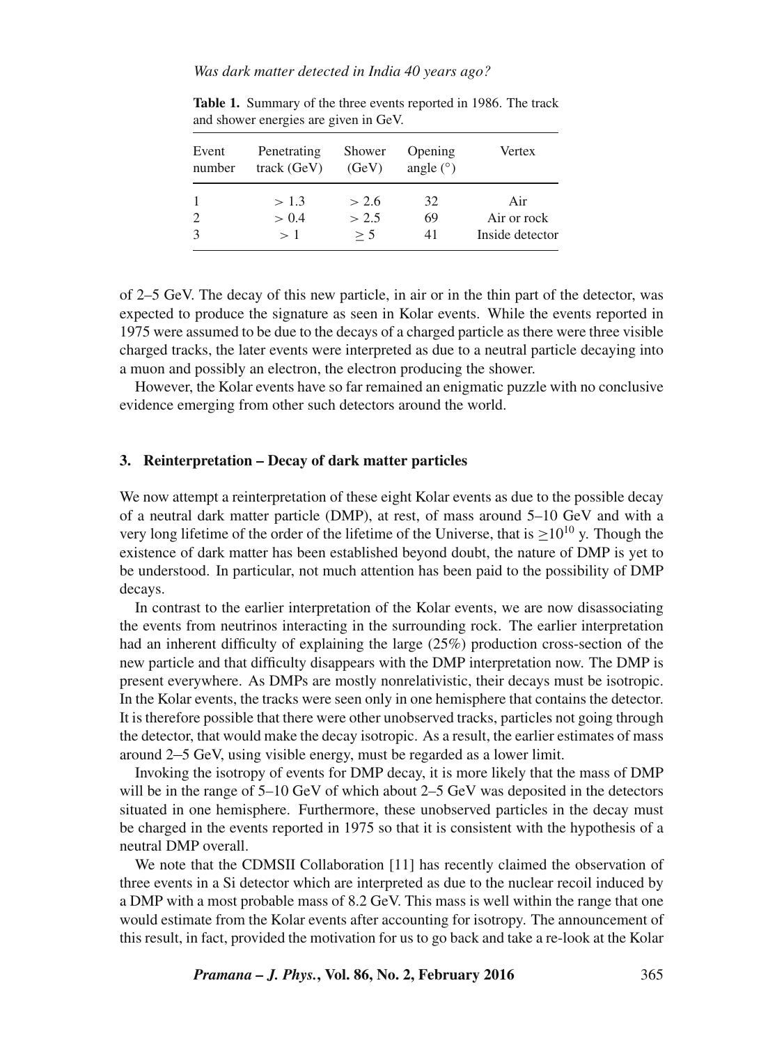**Table 1.** Summary of the three events reported in 1986. The track and shower energies are given in GeV.

| Event number | Penetrating track (GeV) | Shower (GeV) | Opening angle (°) | Vertex |
|---|---|---|---|---|
| 1 | $> 1.3$ | $> 2.6$ | 32 | Air |
| 2 | $> 0.4$ | $> 2.5$ | 69 | Air or rock |
| 3 | $> 1$ | $\geq 5$ | 41 | Inside detector |

of 2–5 GeV. The decay of this new particle, in air or in the thin part of the detector, was expected to produce the signature as seen in Kolar events. While the events reported in 1975 were assumed to be due to the decays of a charged particle as there were three visible charged tracks, the later events were interpreted as due to a neutral particle decaying into a muon and possibly an electron, the electron producing the shower.

However, the Kolar events have so far remained an enigmatic puzzle with no conclusive evidence emerging from other such detectors around the world.

### 3. Reinterpretation – Decay of dark matter particles

We now attempt a reinterpretation of these eight Kolar events as due to the possible decay of a neutral dark matter particle (DMP), at rest, of mass around 5–10 GeV and with a very long lifetime of the order of the lifetime of the Universe, that is $\geq 10^{10}$ y. Though the existence of dark matter has been established beyond doubt, the nature of DMP is yet to be understood. In particular, not much attention has been paid to the possibility of DMP decays.

In contrast to the earlier interpretation of the Kolar events, we are now disassociating the events from neutrinos interacting in the surrounding rock. The earlier interpretation had an inherent difficulty of explaining the large (25%) production cross-section of the new particle and that difficulty disappears with the DMP interpretation now. The DMP is present everywhere. As DMPs are mostly nonrelativistic, their decays must be isotropic. In the Kolar events, the tracks were seen only in one hemisphere that contains the detector. It is therefore possible that there were other unobserved tracks, particles not going through the detector, that would make the decay isotropic. As a result, the earlier estimates of mass around 2–5 GeV, using visible energy, must be regarded as a lower limit.

Invoking the isotropy of events for DMP decay, it is more likely that the mass of DMP will be in the range of 5–10 GeV of which about 2–5 GeV was deposited in the detectors situated in one hemisphere. Furthermore, these unobserved particles in the decay must be charged in the events reported in 1975 so that it is consistent with the hypothesis of a neutral DMP overall.

We note that the CDMSII Collaboration [11] has recently claimed the observation of three events in a Si detector which are interpreted as due to the nuclear recoil induced by a DMP with a most probable mass of 8.2 GeV. This mass is well within the range that one would estimate from the Kolar events after accounting for isotropy. The announcement of this result, in fact, provided the motivation for us to go back and take a re-look at the Kolar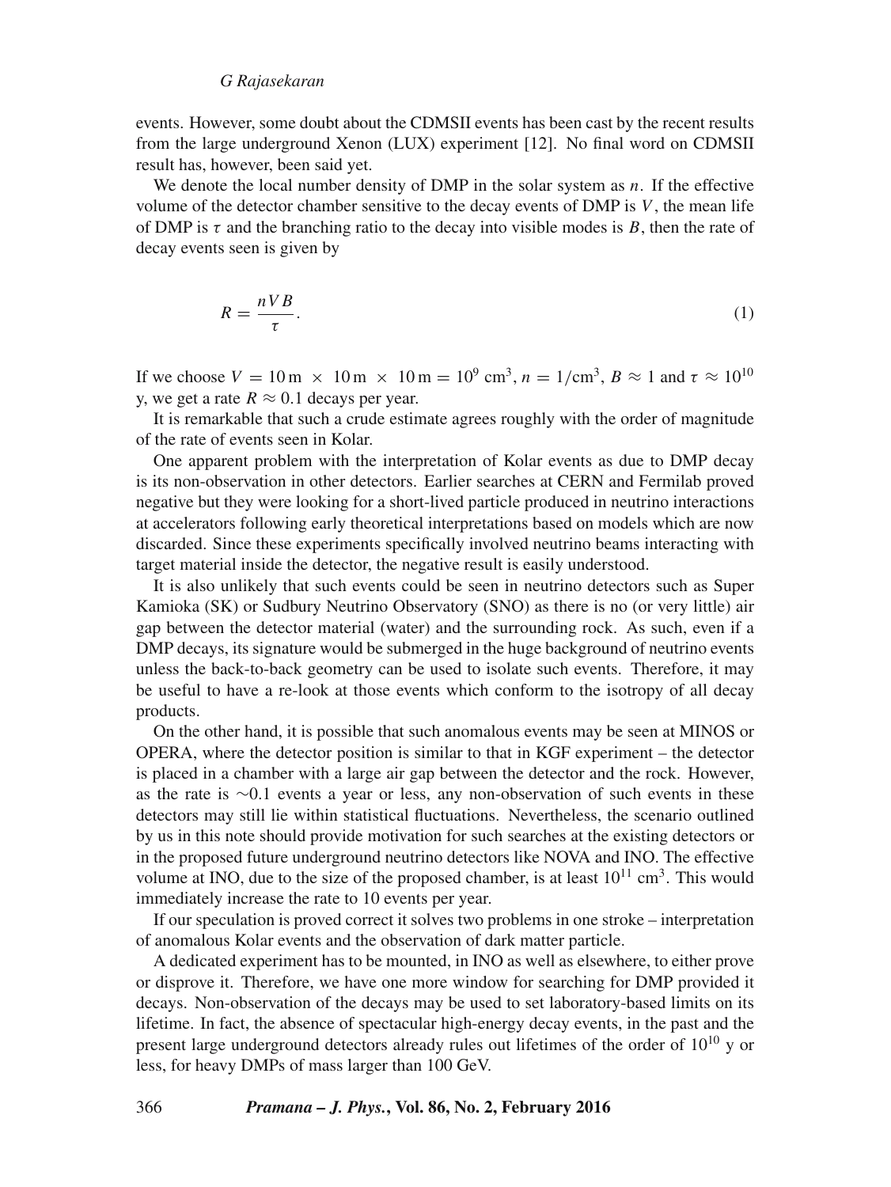events. However, some doubt about the CDMSII events has been cast by the recent results from the large underground Xenon (LUX) experiment [12]. No final word on CDMSII result has, however, been said yet.

We denote the local number density of DMP in the solar system as $n$. If the effective volume of the detector chamber sensitive to the decay events of DMP is $V$, the mean life of DMP is $\tau$ and the branching ratio to the decay into visible modes is $B$, then the rate of decay events seen is given by

$$R = \frac{nVB}{\tau}. \tag{1}$$

If we choose $V = 10\,\text{m} \times 10\,\text{m} \times 10\,\text{m} = 10^9\ \text{cm}^3$, $n = 1/\text{cm}^3$, $B \approx 1$ and $\tau \approx 10^{10}$ y, we get a rate $R \approx 0.1$ decays per year.

It is remarkable that such a crude estimate agrees roughly with the order of magnitude of the rate of events seen in Kolar.

One apparent problem with the interpretation of Kolar events as due to DMP decay is its non-observation in other detectors. Earlier searches at CERN and Fermilab proved negative but they were looking for a short-lived particle produced in neutrino interactions at accelerators following early theoretical interpretations based on models which are now discarded. Since these experiments specifically involved neutrino beams interacting with target material inside the detector, the negative result is easily understood.

It is also unlikely that such events could be seen in neutrino detectors such as Super Kamioka (SK) or Sudbury Neutrino Observatory (SNO) as there is no (or very little) air gap between the detector material (water) and the surrounding rock. As such, even if a DMP decays, its signature would be submerged in the huge background of neutrino events unless the back-to-back geometry can be used to isolate such events. Therefore, it may be useful to have a re-look at those events which conform to the isotropy of all decay products.

On the other hand, it is possible that such anomalous events may be seen at MINOS or OPERA, where the detector position is similar to that in KGF experiment – the detector is placed in a chamber with a large air gap between the detector and the rock. However, as the rate is $\sim$0.1 events a year or less, any non-observation of such events in these detectors may still lie within statistical fluctuations. Nevertheless, the scenario outlined by us in this note should provide motivation for such searches at the existing detectors or in the proposed future underground neutrino detectors like NOVA and INO. The effective volume at INO, due to the size of the proposed chamber, is at least $10^{11}$ cm$^3$. This would immediately increase the rate to 10 events per year.

If our speculation is proved correct it solves two problems in one stroke – interpretation of anomalous Kolar events and the observation of dark matter particle.

A dedicated experiment has to be mounted, in INO as well as elsewhere, to either prove or disprove it. Therefore, we have one more window for searching for DMP provided it decays. Non-observation of the decays may be used to set laboratory-based limits on its lifetime. In fact, the absence of spectacular high-energy decay events, in the past and the present large underground detectors already rules out lifetimes of the order of $10^{10}$ y or less, for heavy DMPs of mass larger than 100 GeV.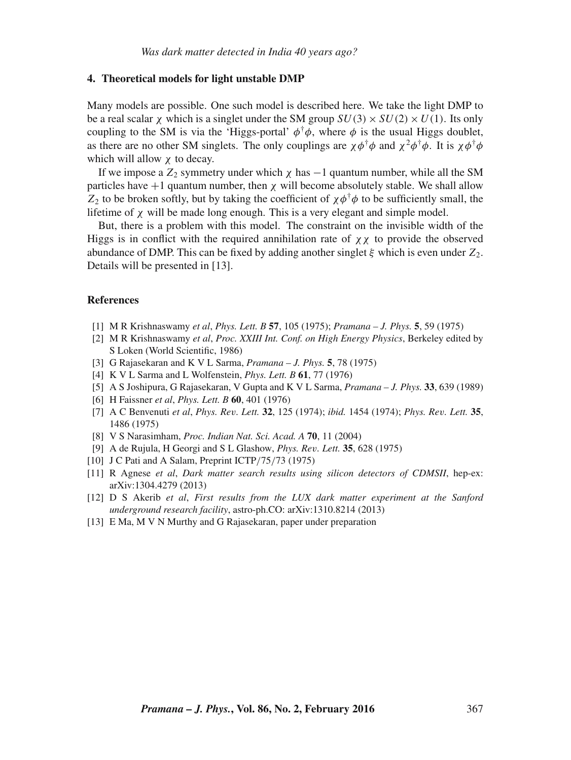## 4. Theoretical models for light unstable DMP

Many models are possible. One such model is described here. We take the light DMP to be a real scalar $\chi$ which is a singlet under the SM group $SU(3) \times SU(2) \times U(1)$. Its only coupling to the SM is via the 'Higgs-portal' $\phi^\dagger\phi$, where $\phi$ is the usual Higgs doublet, as there are no other SM singlets. The only couplings are $\chi\phi^\dagger\phi$ and $\chi^2\phi^\dagger\phi$. It is $\chi\phi^\dagger\phi$ which will allow $\chi$ to decay.

If we impose a $Z_2$ symmetry under which $\chi$ has $-1$ quantum number, while all the SM particles have $+1$ quantum number, then $\chi$ will become absolutely stable. We shall allow $Z_2$ to be broken softly, but by taking the coefficient of $\chi\phi^\dagger\phi$ to be sufficiently small, the lifetime of $\chi$ will be made long enough. This is a very elegant and simple model.

But, there is a problem with this model. The constraint on the invisible width of the Higgs is in conflict with the required annihilation rate of $\chi\chi$ to provide the observed abundance of DMP. This can be fixed by adding another singlet $\xi$ which is even under $Z_2$. Details will be presented in [13].

### References

[1] M R Krishnaswamy *et al*, *Phys. Lett. B* **57**, 105 (1975); *Pramana – J. Phys.* **5**, 59 (1975)

[2] M R Krishnaswamy *et al*, *Proc. XXIII Int. Conf. on High Energy Physics*, Berkeley edited by S Loken (World Scientific, 1986)

[3] G Rajasekaran and K V L Sarma, *Pramana – J. Phys.* **5**, 78 (1975)

[4] K V L Sarma and L Wolfenstein, *Phys. Lett. B* **61**, 77 (1976)

[5] A S Joshipura, G Rajasekaran, V Gupta and K V L Sarma, *Pramana – J. Phys.* **33**, 639 (1989)

[6] H Faissner *et al*, *Phys. Lett. B* **60**, 401 (1976)

[7] A C Benvenuti *et al*, *Phys. Rev. Lett.* **32**, 125 (1974); *ibid.* 1454 (1974); *Phys. Rev. Lett.* **35**, 1486 (1975)

[8] V S Narasimham, *Proc. Indian Nat. Sci. Acad. A* **70**, 11 (2004)

[9] A de Rujula, H Georgi and S L Glashow, *Phys. Rev. Lett.* **35**, 628 (1975)

[10] J C Pati and A Salam, Preprint ICTP/75/73 (1975)

[11] R Agnese *et al*, *Dark matter search results using silicon detectors of CDMSII*, hep-ex: arXiv:1304.4279 (2013)

[12] D S Akerib *et al*, *First results from the LUX dark matter experiment at the Sanford underground research facility*, astro-ph.CO: arXiv:1310.8214 (2013)

[13] E Ma, M V N Murthy and G Rajasekaran, paper under preparation